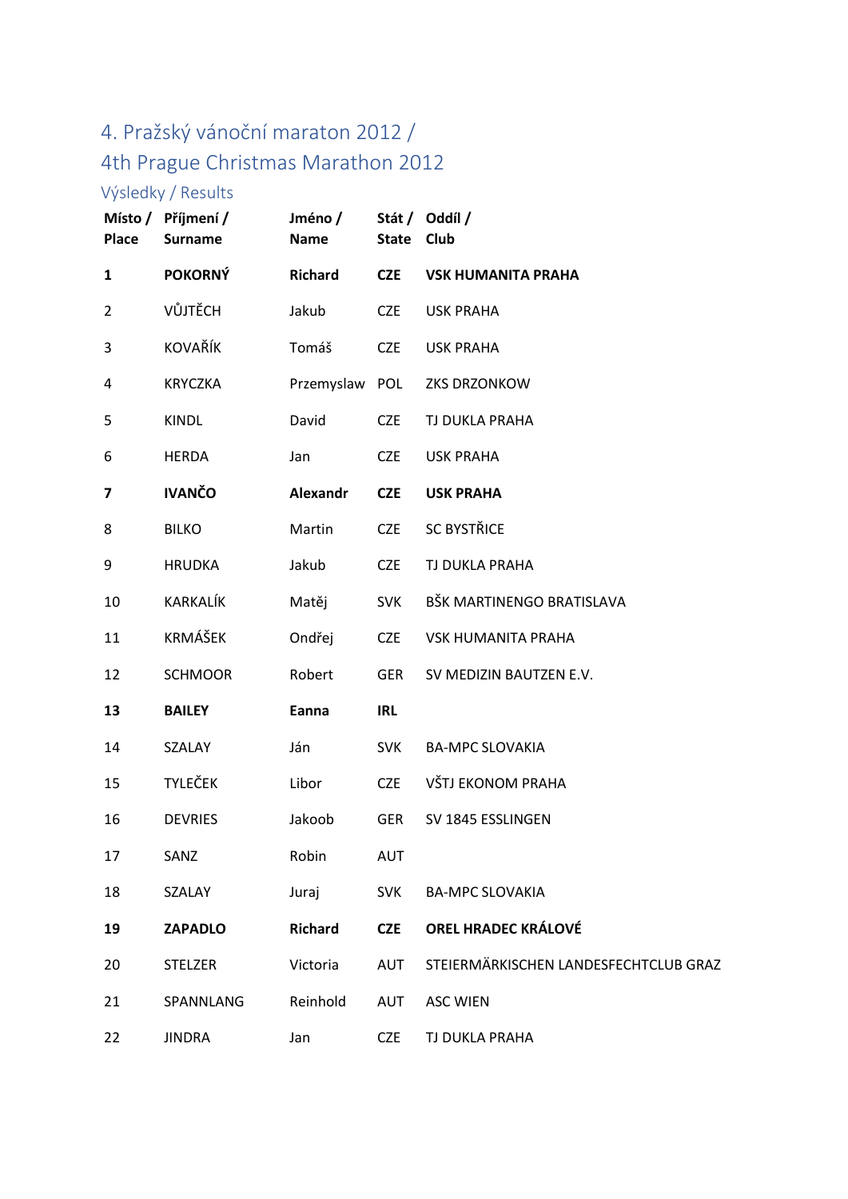# 4. Pražský vánoční maraton 2012 /
# 4th Prague Christmas Marathon 2012

## Výsledky / Results

| Místo / Place | Příjmení / Surname | Jméno / Name | Stát / State | Oddíl / Club |
|---|---|---|---|---|
| **1** | **POKORNÝ** | **Richard** | **CZE** | **VSK HUMANITA PRAHA** |
| 2 | VŮJTĚCH | Jakub | CZE | USK PRAHA |
| 3 | KOVAŘÍK | Tomáš | CZE | USK PRAHA |
| 4 | KRYCZKA | Przemyslaw | POL | ZKS DRZONKOW |
| 5 | KINDL | David | CZE | TJ DUKLA PRAHA |
| 6 | HERDA | Jan | CZE | USK PRAHA |
| **7** | **IVANČO** | **Alexandr** | **CZE** | **USK PRAHA** |
| 8 | BILKO | Martin | CZE | SC BYSTŘICE |
| 9 | HRUDKA | Jakub | CZE | TJ DUKLA PRAHA |
| 10 | KARKALÍK | Matěj | SVK | BŠK MARTINENGO BRATISLAVA |
| 11 | KRMÁŠEK | Ondřej | CZE | VSK HUMANITA PRAHA |
| 12 | SCHMOOR | Robert | GER | SV MEDIZIN BAUTZEN E.V. |
| **13** | **BAILEY** | **Eanna** | **IRL** | |
| 14 | SZALAY | Ján | SVK | BA-MPC SLOVAKIA |
| 15 | TYLEČEK | Libor | CZE | VŠTJ EKONOM PRAHA |
| 16 | DEVRIES | Jakoob | GER | SV 1845 ESSLINGEN |
| 17 | SANZ | Robin | AUT | |
| 18 | SZALAY | Juraj | SVK | BA-MPC SLOVAKIA |
| **19** | **ZAPADLO** | **Richard** | **CZE** | **OREL HRADEC KRÁLOVÉ** |
| 20 | STELZER | Victoria | AUT | STEIERMÄRKISCHEN LANDESFECHTCLUB GRAZ |
| 21 | SPANNLANG | Reinhold | AUT | ASC WIEN |
| 22 | JINDRA | Jan | CZE | TJ DUKLA PRAHA |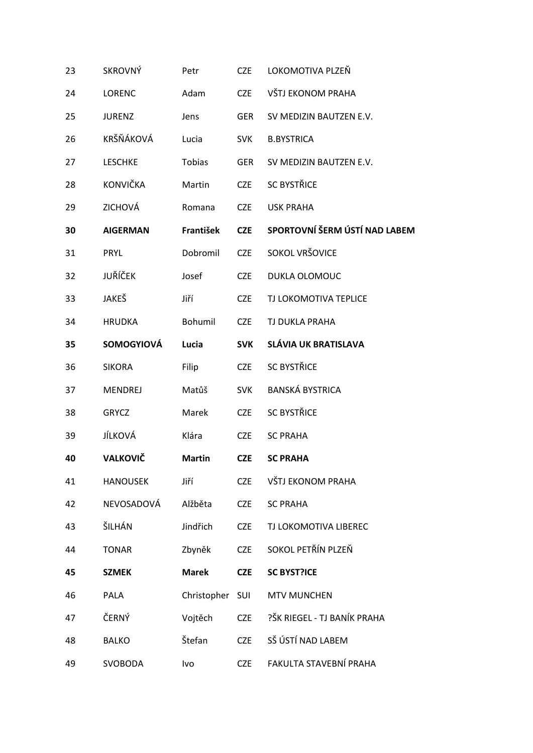| | | | | |
|---|---|---|---|---|
| 23 | SKROVNÝ | Petr | CZE | LOKOMOTIVA PLZEŇ |
| 24 | LORENC | Adam | CZE | VŠTJ EKONOM PRAHA |
| 25 | JURENZ | Jens | GER | SV MEDIZIN BAUTZEN E.V. |
| 26 | KRŠŇÁKOVÁ | Lucia | SVK | B.BYSTRICA |
| 27 | LESCHKE | Tobias | GER | SV MEDIZIN BAUTZEN E.V. |
| 28 | KONVIČKA | Martin | CZE | SC BYSTŘICE |
| 29 | ZICHOVÁ | Romana | CZE | USK PRAHA |
| **30** | **AIGERMAN** | **František** | **CZE** | **SPORTOVNÍ ŠERM ÚSTÍ NAD LABEM** |
| 31 | PRYL | Dobromil | CZE | SOKOL VRŠOVICE |
| 32 | JUŘÍČEK | Josef | CZE | DUKLA OLOMOUC |
| 33 | JAKEŠ | Jiří | CZE | TJ LOKOMOTIVA TEPLICE |
| 34 | HRUDKA | Bohumil | CZE | TJ DUKLA PRAHA |
| **35** | **SOMOGYIOVÁ** | **Lucia** | **SVK** | **SLÁVIA UK BRATISLAVA** |
| 36 | SIKORA | Filip | CZE | SC BYSTŘICE |
| 37 | MENDREJ | Matůš | SVK | BANSKÁ BYSTRICA |
| 38 | GRYCZ | Marek | CZE | SC BYSTŘICE |
| 39 | JÍLKOVÁ | Klára | CZE | SC PRAHA |
| **40** | **VALKOVIČ** | **Martin** | **CZE** | **SC PRAHA** |
| 41 | HANOUSEK | Jiří | CZE | VŠTJ EKONOM PRAHA |
| 42 | NEVOSADOVÁ | Alžběta | CZE | SC PRAHA |
| 43 | ŠILHÁN | Jindřich | CZE | TJ LOKOMOTIVA LIBEREC |
| 44 | TONAR | Zbyněk | CZE | SOKOL PETŘÍN PLZEŇ |
| **45** | **SZMEK** | **Marek** | **CZE** | **SC BYST?ICE** |
| 46 | PALA | Christopher | SUI | MTV MUNCHEN |
| 47 | ČERNÝ | Vojtěch | CZE | ?ŠK RIEGEL - TJ BANÍK PRAHA |
| 48 | BALKO | Štefan | CZE | SŠ ÚSTÍ NAD LABEM |
| 49 | SVOBODA | Ivo | CZE | FAKULTA STAVEBNÍ PRAHA |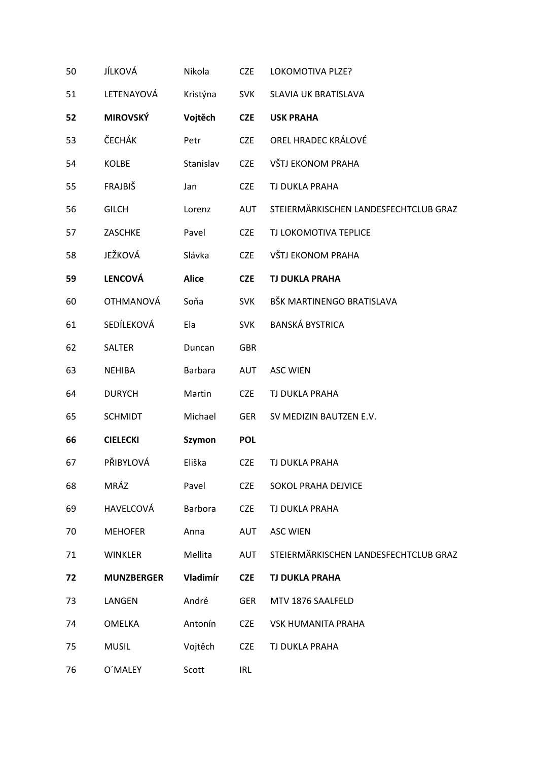| 50 | JÍLKOVÁ | Nikola | CZE | LOKOMOTIVA PLZE? |
|---|---|---|---|---|
| 51 | LETENAYOVÁ | Kristýna | SVK | SLAVIA UK BRATISLAVA |
| **52** | **MIROVSKÝ** | **Vojtěch** | **CZE** | **USK PRAHA** |
| 53 | ČECHÁK | Petr | CZE | OREL HRADEC KRÁLOVÉ |
| 54 | KOLBE | Stanislav | CZE | VŠTJ EKONOM PRAHA |
| 55 | FRAJBIŠ | Jan | CZE | TJ DUKLA PRAHA |
| 56 | GILCH | Lorenz | AUT | STEIERMÄRKISCHEN LANDESFECHTCLUB GRAZ |
| 57 | ZASCHKE | Pavel | CZE | TJ LOKOMOTIVA TEPLICE |
| 58 | JEŽKOVÁ | Slávka | CZE | VŠTJ EKONOM PRAHA |
| **59** | **LENCOVÁ** | **Alice** | **CZE** | **TJ DUKLA PRAHA** |
| 60 | OTHMANOVÁ | Soňa | SVK | BŠK MARTINENGO BRATISLAVA |
| 61 | SEDÍLEKOVÁ | Ela | SVK | BANSKÁ BYSTRICA |
| 62 | SALTER | Duncan | GBR | |
| 63 | NEHIBA | Barbara | AUT | ASC WIEN |
| 64 | DURYCH | Martin | CZE | TJ DUKLA PRAHA |
| 65 | SCHMIDT | Michael | GER | SV MEDIZIN BAUTZEN E.V. |
| **66** | **CIELECKI** | **Szymon** | **POL** | |
| 67 | PŘIBYLOVÁ | Eliška | CZE | TJ DUKLA PRAHA |
| 68 | MRÁZ | Pavel | CZE | SOKOL PRAHA DEJVICE |
| 69 | HAVELCOVÁ | Barbora | CZE | TJ DUKLA PRAHA |
| 70 | MEHOFER | Anna | AUT | ASC WIEN |
| 71 | WINKLER | Mellita | AUT | STEIERMÄRKISCHEN LANDESFECHTCLUB GRAZ |
| **72** | **MUNZBERGER** | **Vladimír** | **CZE** | **TJ DUKLA PRAHA** |
| 73 | LANGEN | André | GER | MTV 1876 SAALFELD |
| 74 | OMELKA | Antonín | CZE | VSK HUMANITA PRAHA |
| 75 | MUSIL | Vojtěch | CZE | TJ DUKLA PRAHA |
| 76 | O´MALEY | Scott | IRL | |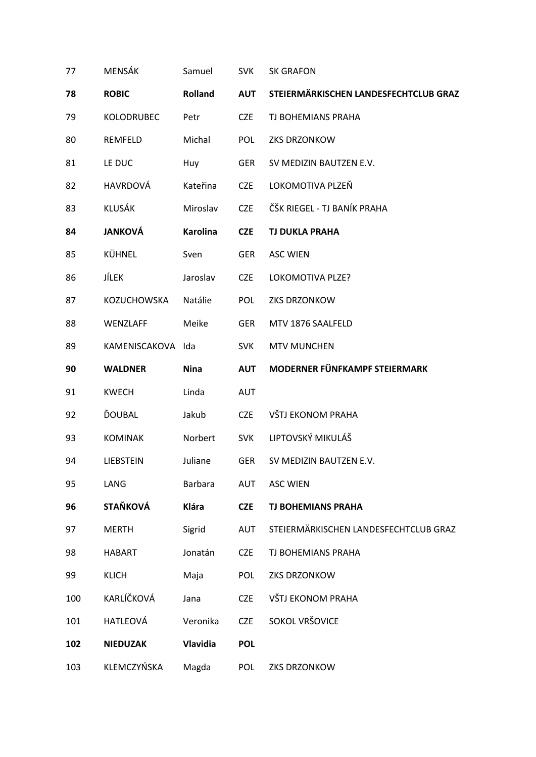| | | | | |
|---|---|---|---|---|
| 77 | MENSÁK | Samuel | SVK | SK GRAFON |
| **78** | **ROBIC** | **Rolland** | **AUT** | **STEIERMÄRKISCHEN LANDESFECHTCLUB GRAZ** |
| 79 | KOLODRUBEC | Petr | CZE | TJ BOHEMIANS PRAHA |
| 80 | REMFELD | Michal | POL | ZKS DRZONKOW |
| 81 | LE DUC | Huy | GER | SV MEDIZIN BAUTZEN E.V. |
| 82 | HAVRDOVÁ | Kateřina | CZE | LOKOMOTIVA PLZEŇ |
| 83 | KLUSÁK | Miroslav | CZE | ČŠK RIEGEL - TJ BANÍK PRAHA |
| **84** | **JANKOVÁ** | **Karolina** | **CZE** | **TJ DUKLA PRAHA** |
| 85 | KÜHNEL | Sven | GER | ASC WIEN |
| 86 | JÍLEK | Jaroslav | CZE | LOKOMOTIVA PLZE? |
| 87 | KOZUCHOWSKA | Natálie | POL | ZKS DRZONKOW |
| 88 | WENZLAFF | Meike | GER | MTV 1876 SAALFELD |
| 89 | KAMENISCAKOVA | Ida | SVK | MTV MUNCHEN |
| **90** | **WALDNER** | **Nina** | **AUT** | **MODERNER FÜNFKAMPF STEIERMARK** |
| 91 | KWECH | Linda | AUT | |
| 92 | ĎOUBAL | Jakub | CZE | VŠTJ EKONOM PRAHA |
| 93 | KOMINAK | Norbert | SVK | LIPTOVSKÝ MIKULÁŠ |
| 94 | LIEBSTEIN | Juliane | GER | SV MEDIZIN BAUTZEN E.V. |
| 95 | LANG | Barbara | AUT | ASC WIEN |
| **96** | **STAŇKOVÁ** | **Klára** | **CZE** | **TJ BOHEMIANS PRAHA** |
| 97 | MERTH | Sigrid | AUT | STEIERMÄRKISCHEN LANDESFECHTCLUB GRAZ |
| 98 | HABART | Jonatán | CZE | TJ BOHEMIANS PRAHA |
| 99 | KLICH | Maja | POL | ZKS DRZONKOW |
| 100 | KARLÍČKOVÁ | Jana | CZE | VŠTJ EKONOM PRAHA |
| 101 | HATLEOVÁ | Veronika | CZE | SOKOL VRŠOVICE |
| **102** | **NIEDUZAK** | **Vlavidia** | **POL** | |
| 103 | KLEMCZYŃSKA | Magda | POL | ZKS DRZONKOW |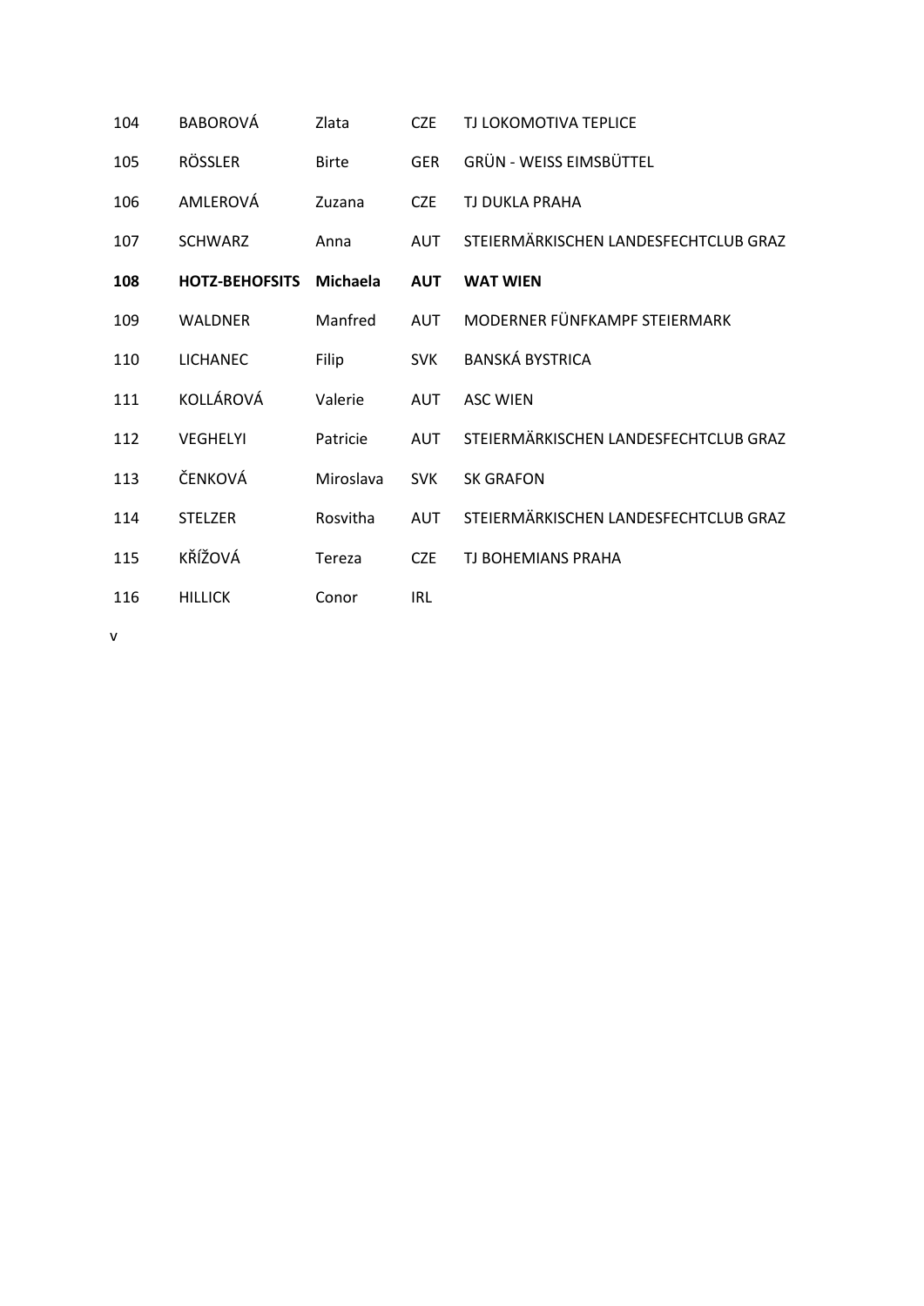| | | | | |
|---|---|---|---|---|
| 104 | BABOROVÁ | Zlata | CZE | TJ LOKOMOTIVA TEPLICE |
| 105 | RÖSSLER | Birte | GER | GRÜN - WEISS EIMSBÜTTEL |
| 106 | AMLEROVÁ | Zuzana | CZE | TJ DUKLA PRAHA |
| 107 | SCHWARZ | Anna | AUT | STEIERMÄRKISCHEN LANDESFECHTCLUB GRAZ |
| **108** | **HOTZ-BEHOFSITS** | **Michaela** | **AUT** | **WAT WIEN** |
| 109 | WALDNER | Manfred | AUT | MODERNER FÜNFKAMPF STEIERMARK |
| 110 | LICHANEC | Filip | SVK | BANSKÁ BYSTRICA |
| 111 | KOLLÁROVÁ | Valerie | AUT | ASC WIEN |
| 112 | VEGHELYI | Patricie | AUT | STEIERMÄRKISCHEN LANDESFECHTCLUB GRAZ |
| 113 | ČENKOVÁ | Miroslava | SVK | SK GRAFON |
| 114 | STELZER | Rosvitha | AUT | STEIERMÄRKISCHEN LANDESFECHTCLUB GRAZ |
| 115 | KŘÍŽOVÁ | Tereza | CZE | TJ BOHEMIANS PRAHA |
| 116 | HILLICK | Conor | IRL | |

v